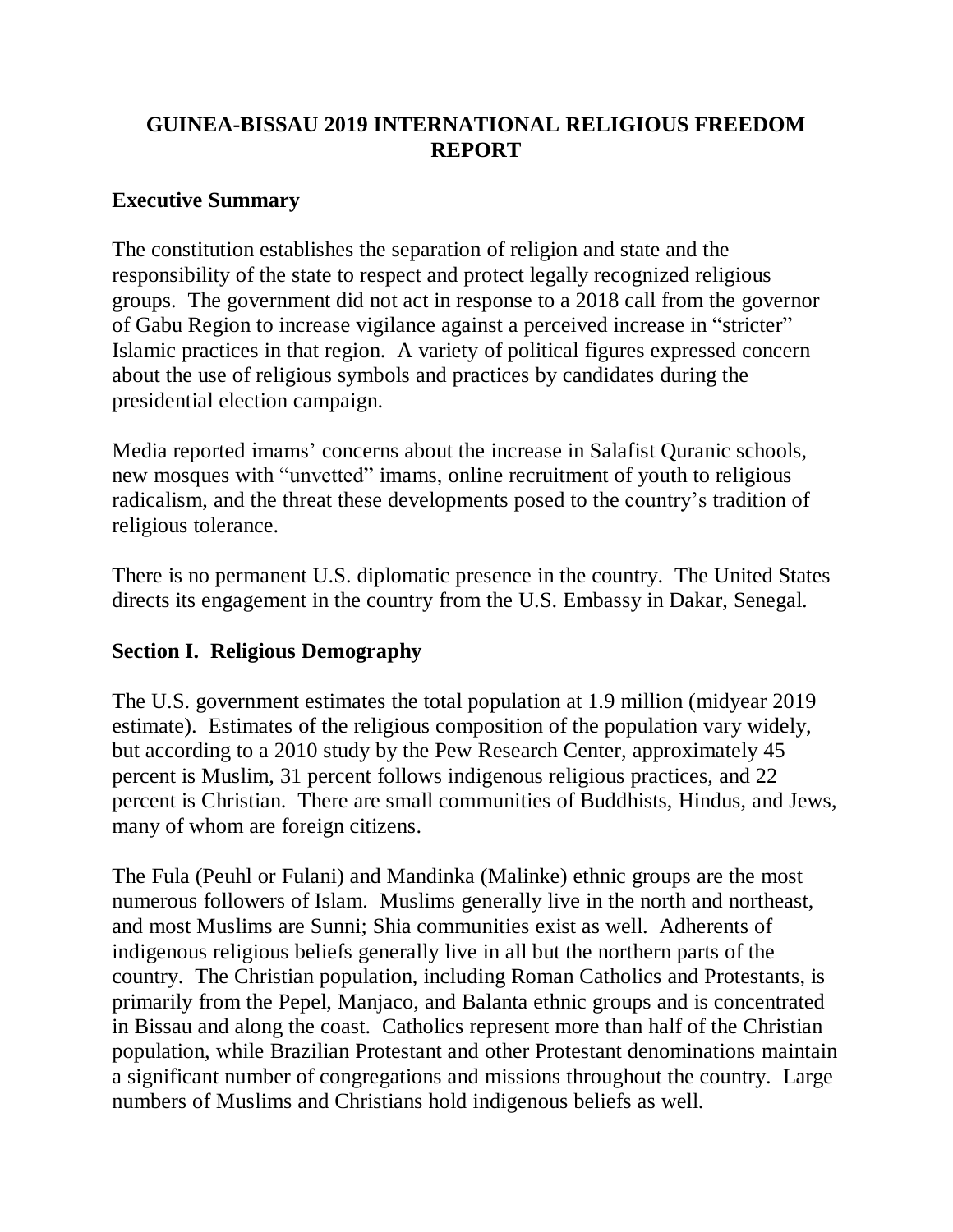# GUINEA-BISSAU 2019 INTERNATIONAL RELIGIOUS FREEDOM REPORT

## Executive Summary

The constitution establishes the separation of religion and state and the responsibility of the state to respect and protect legally recognized religious groups. The government did not act in response to a 2018 call from the governor of Gabu Region to increase vigilance against a perceived increase in "stricter" Islamic practices in that region. A variety of political figures expressed concern about the use of religious symbols and practices by candidates during the presidential election campaign.

Media reported imams' concerns about the increase in Salafist Quranic schools, new mosques with "unvetted" imams, online recruitment of youth to religious radicalism, and the threat these developments posed to the country's tradition of religious tolerance.

There is no permanent U.S. diplomatic presence in the country. The United States directs its engagement in the country from the U.S. Embassy in Dakar, Senegal.

## Section I. Religious Demography

The U.S. government estimates the total population at 1.9 million (midyear 2019 estimate). Estimates of the religious composition of the population vary widely, but according to a 2010 study by the Pew Research Center, approximately 45 percent is Muslim, 31 percent follows indigenous religious practices, and 22 percent is Christian. There are small communities of Buddhists, Hindus, and Jews, many of whom are foreign citizens.

The Fula (Peuhl or Fulani) and Mandinka (Malinke) ethnic groups are the most numerous followers of Islam. Muslims generally live in the north and northeast, and most Muslims are Sunni; Shia communities exist as well. Adherents of indigenous religious beliefs generally live in all but the northern parts of the country. The Christian population, including Roman Catholics and Protestants, is primarily from the Pepel, Manjaco, and Balanta ethnic groups and is concentrated in Bissau and along the coast. Catholics represent more than half of the Christian population, while Brazilian Protestant and other Protestant denominations maintain a significant number of congregations and missions throughout the country. Large numbers of Muslims and Christians hold indigenous beliefs as well.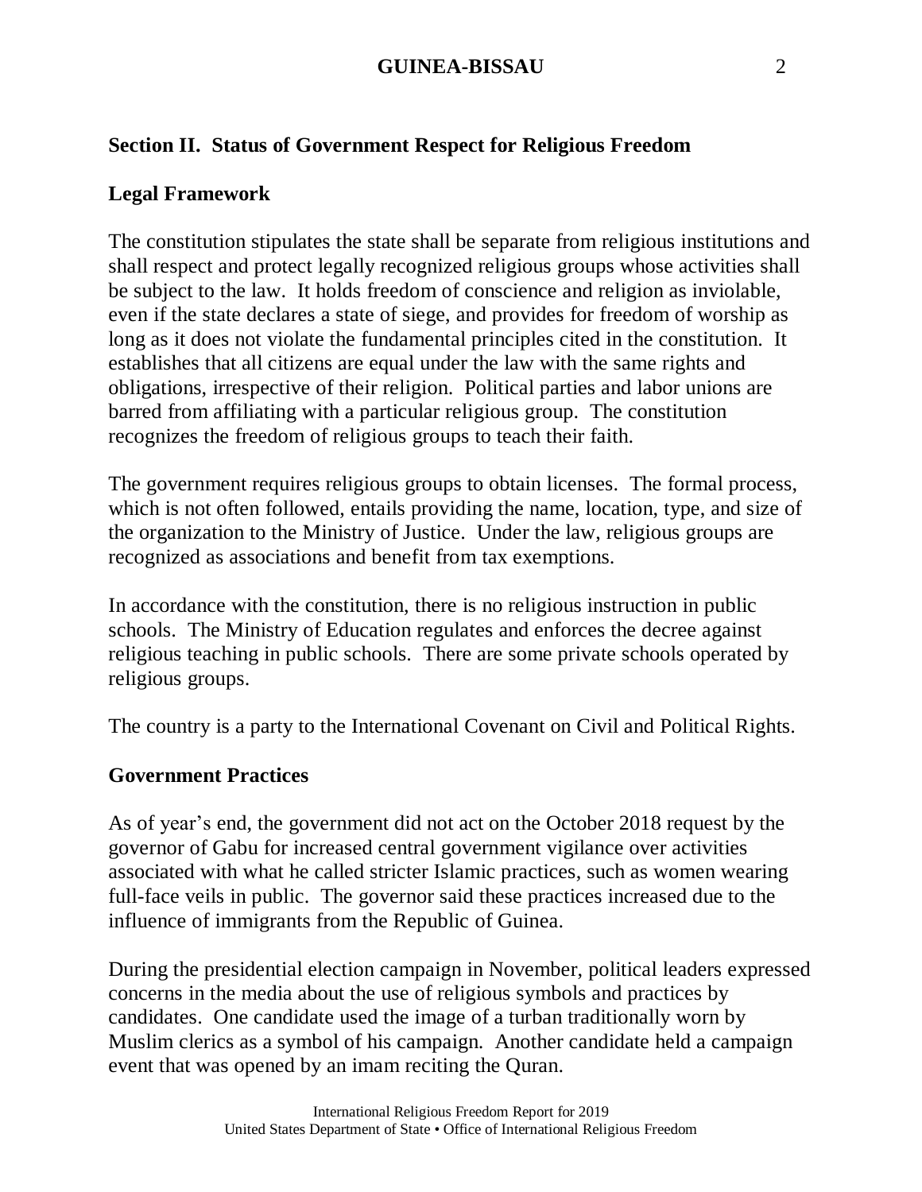## Section II. Status of Government Respect for Religious Freedom

### Legal Framework

The constitution stipulates the state shall be separate from religious institutions and shall respect and protect legally recognized religious groups whose activities shall be subject to the law. It holds freedom of conscience and religion as inviolable, even if the state declares a state of siege, and provides for freedom of worship as long as it does not violate the fundamental principles cited in the constitution. It establishes that all citizens are equal under the law with the same rights and obligations, irrespective of their religion. Political parties and labor unions are barred from affiliating with a particular religious group. The constitution recognizes the freedom of religious groups to teach their faith.

The government requires religious groups to obtain licenses. The formal process, which is not often followed, entails providing the name, location, type, and size of the organization to the Ministry of Justice. Under the law, religious groups are recognized as associations and benefit from tax exemptions.

In accordance with the constitution, there is no religious instruction in public schools. The Ministry of Education regulates and enforces the decree against religious teaching in public schools. There are some private schools operated by religious groups.

The country is a party to the International Covenant on Civil and Political Rights.

### Government Practices

As of year's end, the government did not act on the October 2018 request by the governor of Gabu for increased central government vigilance over activities associated with what he called stricter Islamic practices, such as women wearing full-face veils in public. The governor said these practices increased due to the influence of immigrants from the Republic of Guinea.

During the presidential election campaign in November, political leaders expressed concerns in the media about the use of religious symbols and practices by candidates. One candidate used the image of a turban traditionally worn by Muslim clerics as a symbol of his campaign. Another candidate held a campaign event that was opened by an imam reciting the Quran.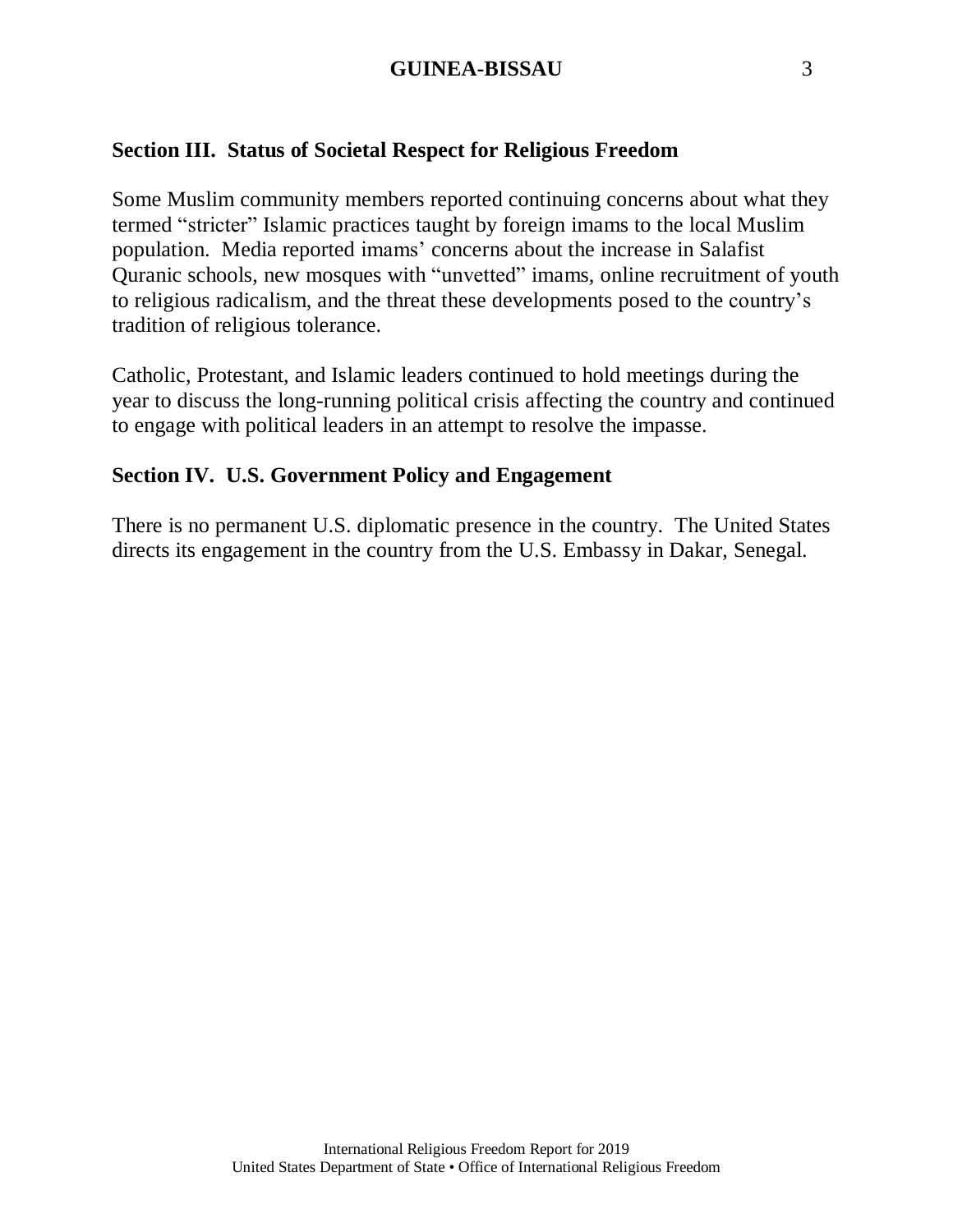## Section III. Status of Societal Respect for Religious Freedom

Some Muslim community members reported continuing concerns about what they termed “stricter” Islamic practices taught by foreign imams to the local Muslim population. Media reported imams’ concerns about the increase in Salafist Quranic schools, new mosques with “unvetted” imams, online recruitment of youth to religious radicalism, and the threat these developments posed to the country’s tradition of religious tolerance.

Catholic, Protestant, and Islamic leaders continued to hold meetings during the year to discuss the long-running political crisis affecting the country and continued to engage with political leaders in an attempt to resolve the impasse.

## Section IV. U.S. Government Policy and Engagement

There is no permanent U.S. diplomatic presence in the country. The United States directs its engagement in the country from the U.S. Embassy in Dakar, Senegal.